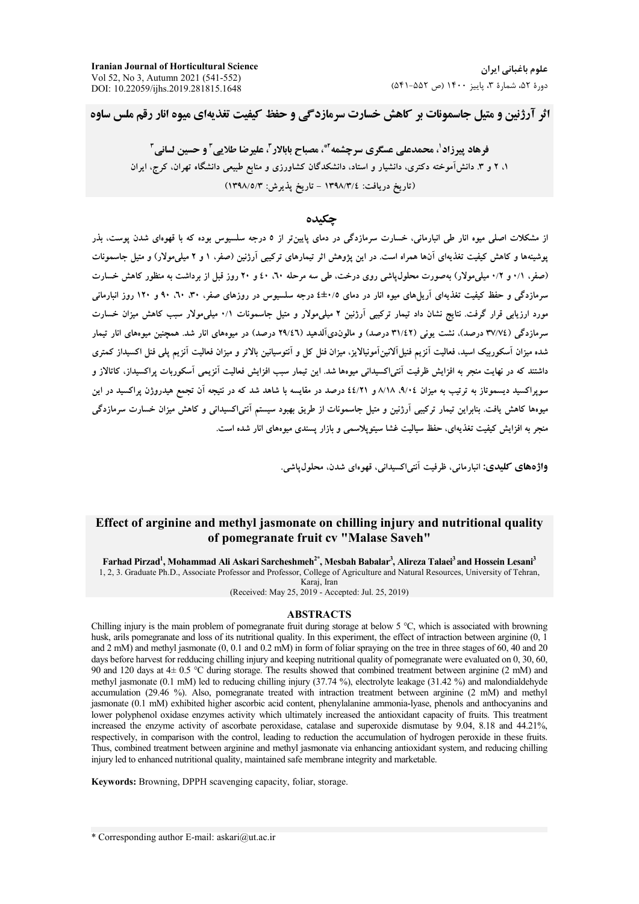# اثر آرژنین و متیل جاسمونات بر کاهش خسارت سرمازدگی و حفظ کیفیت تغذیه‌ای میوه انار رقم ملس ساوه

**فرهاد پیرزاد[1]، محمدعلی عسگری سرچشمه[2*]، مصباح بابالار[3]، علیرضا طلایی[3] و حسین لسانی[3]**

۱، ۲ و ۳. دانش‌آموخته دکتری، دانشیار و استاد، دانشکدگان کشاورزی و منابع طبیعی دانشگاه تهران، کرج، ایران

(تاریخ دریافت: ۱۳۹۸/۳/۴ - تاریخ پذیرش: ۱۳۹۸/۵/۳)

## چکیده

از مشکلات اصلی میوه انار طی انبارمانی، خسارت سرمازدگی در دمای پایین‌تر از ۵ درجه سلسیوس بوده که با قهوه‌ای شدن پوست، بذر پوشینه‌ها و کاهش کیفیت تغذیه‌ای آن‌ها همراه است. در این پژوهش اثر تیمارهای ترکیبی آرژنین (صفر، ۱ و ۲ میلی‌مولار) و متیل جاسمونات (صفر، ۰/۱ و ۰/۲ میلی‌مولار) به‌صورت محلول‌پاشی روی درخت، طی سه مرحله ۶۰، ۴۰ و ۲۰ روز قبل از برداشت به منظور کاهش خسارت سرمازدگی و حفظ کیفیت تغذیه‌ای آریل‌های میوه انار در دمای ۰/۵±۴ درجه سلسیوس در روزهای صفر، ۳۰، ۶۰، ۹۰ و ۱۲۰ روز انبارمانی مورد ارزیابی قرار گرفت. نتایج نشان داد تیمار ترکیبی آرژنین ۲ میلی‌مولار و متیل جاسمونات ۰/۱ میلی‌مولار سبب کاهش میزان خسارت سرمازدگی (۳۷/۷۴ درصد)، نشت یونی (۳۱/۴۲ درصد) و مالون‌دی‌آلدهید (۲۹/۴۶ درصد) در میوه‌های انار شد. همچنین میوه‌های انار تیمار شده میزان آسکوربیک اسید، فعالیت آنزیم فنیل‌آلانین‌آمونیالایز، میزان فنل کل و آنتوسیانین بالاتر و میزان فعالیت آنزیم پلی فنل اکسیداز کمتری داشتند که در نهایت منجر به افزایش ظرفیت آنتی‌اکسیدانی میوه‌ها شد. این تیمار سبب افزایش فعالیت آنزیمی آسکوربات پراکسیداز، کاتالاز و سوپراکسید دیسموتاز به ترتیب به میزان ۹/۰۴، ۸/۱۸ و ۴۴/۲۱ درصد در مقایسه با شاهد شد که در نتیجه آن تجمع هیدروژن پراکسید در این میوه‌ها کاهش یافت. بنابراین تیمار ترکیبی آرژنین و متیل جاسمونات از طریق بهبود سیستم آنتی‌اکسیدانی و کاهش میزان خسارت سرمازدگی منجر به افزایش کیفیت تغذیه‌ای، حفظ سیالیت غشا سیتوپلاسمی و بازار پسندی میوه‌های انار شده است.

**واژه‌های کلیدی:** انبارمانی، ظرفیت آنتی‌اکسیدانی، قهوه‌ای شدن، محلول‌پاشی.

# Effect of arginine and methyl jasmonate on chilling injury and nutritional quality of pomegranate fruit cv "Malase Saveh"

**Farhad Pirzad[1], Mohammad Ali Askari Sarcheshmeh[2*], Mesbah Babalar[3], Alireza Talaei[3] and Hossein Lesani[3]**

1, 2, 3. Graduate Ph.D., Associate Professor and Professor, College of Agriculture and Natural Resources, University of Tehran, Karaj, Iran

(Received: May 25, 2019 - Accepted: Jul. 25, 2019)

## ABSTRACTS

Chilling injury is the main problem of pomegranate fruit during storage at below 5 °C, which is associated with browning husk, arils pomegranate and loss of its nutritional quality. In this experiment, the effect of intraction between arginine (0, 1 and 2 mM) and methyl jasmonate (0, 0.1 and 0.2 mM) in form of foliar spraying on the tree in three stages of 60, 40 and 20 days before harvest for redducing chilling injury and keeping nutritional quality of pomegranate were evaluated on 0, 30, 60, 90 and 120 days at 4± 0.5 °C during storage. The results showed that combined treatment between arginine (2 mM) and methyl jasmonate (0.1 mM) led to reducing chilling injury (37.74 %), electrolyte leakage (31.42 %) and malondialdehyde accumulation (29.46 %). Also, pomegranate treated with intraction treatment between arginine (2 mM) and methyl jasmonate (0.1 mM) exhibited higher ascorbic acid content, phenylalanine ammonia-lyase, phenols and anthocyanins and lower polyphenol oxidase enzymes activity which ultimately increased the antioxidant capacity of fruits. This treatment increased the enzyme activity of ascorbate peroxidase, catalase and superoxide dismutase by 9.04, 8.18 and 44.21%, respectively, in comparison with the control, leading to reduction the accumulation of hydrogen peroxide in these fruits. Thus, combined treatment between arginine and methyl jasmonate via enhancing antioxidant system, and reducing chilling injury led to enhanced nutritional quality, maintained safe membrane integrity and marketable.

**Keywords:** Browning, DPPH scavenging capacity, foliar, storage.

* Corresponding author E-mail: askari@ut.ac.ir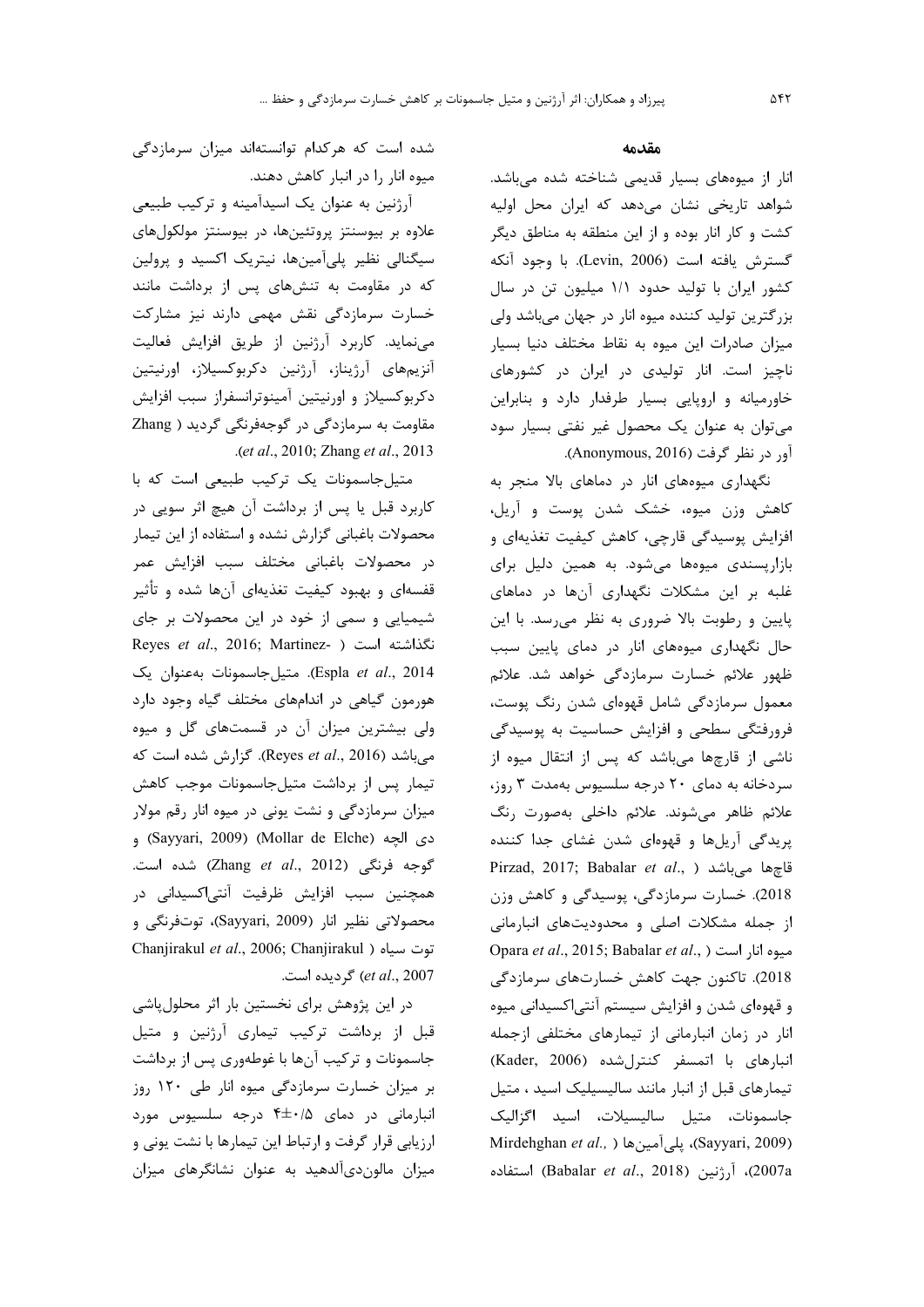## مقدمه

انار از میوه‌های بسیار قدیمی شناخته شده می‌باشد. شواهد تاریخی نشان می‌دهد که ایران محل اولیه کشت و کار انار بوده و از این منطقه به مناطق دیگر گسترش یافته است (Levin, 2006). با وجود آنکه کشور ایران با تولید حدود ۱/۱ میلیون تن در سال بزرگترین تولید کننده میوه انار در جهان می‌باشد ولی میزان صادرات این میوه به نقاط مختلف دنیا بسیار ناچیز است. انار تولیدی در ایران در کشورهای خاورمیانه و اروپایی بسیار طرفدار دارد و بنابراین می‌توان به عنوان یک محصول غیر نفتی بسیار سود آور در نظر گرفت (Anonymous, 2016).

نگهداری میوه‌های انار در دماهای بالا منجر به کاهش وزن میوه، خشک شدن پوست و آریل، افزایش پوسیدگی قارچی، کاهش کیفیت تغذیه‌ای و بازارپسندی میوه‌ها می‌شود. به همین دلیل برای غلبه بر این مشکلات نگهداری آن‌ها در دماهای پایین و رطوبت بالا ضروری به نظر می‌رسد. با این حال نگهداری میوه‌های انار در دمای پایین سبب ظهور علائم خسارت سرمازدگی خواهد شد. علائم معمول سرمازدگی شامل قهوه‌ای شدن رنگ پوست، فرورفتگی سطحی و افزایش حساسیت به پوسیدگی ناشی از قارچ‌ها می‌باشد که پس از انتقال میوه از سردخانه به دمای ۲۰ درجه سلسیوس به‌مدت ۳ روز، علائم ظاهر می‌شوند. علائم داخلی به‌صورت رنگ پریدگی آریل‌ها و قهوه‌ای شدن غشای جدا کننده قاچ‌ها می‌باشد (Pirzad, 2017; Babalar *et al*., 2018). خسارت سرمازدگی، پوسیدگی و کاهش وزن از جمله مشکلات اصلی و محدودیت‌های انبارمانی میوه انار است (Opara *et al*., 2015; Babalar *et al*., 2018). تاکنون جهت کاهش خسارت‌های سرمازدگی و قهوه‌ای شدن و افزایش سیستم آنتی‌اکسیدانی میوه انار در زمان انبارمانی از تیمارهای مختلفی ازجمله انبارهای با اتمسفر کنترل‌شده (Kader, 2006) تیمارهای قبل از انبار مانند سالیسیلیک اسید ، متیل جاسمونات، متیل سالیسیلات، اسید اگزالیک (Sayyari, 2009)، پلی‌آمین‌ها (Mirdehghan *et al*., 2007a)، آرژنین (Babalar *et al*., 2018) استفاده شده است که هرکدام توانسته‌اند میزان سرمازدگی میوه انار را در انبار کاهش دهند.

آرژنین به عنوان یک اسیدآمینه و ترکیب طبیعی علاوه بر بیوسنتز پروتئین‌ها، در بیوسنتز مولکول‌های سیگنالی نظیر پلی‌آمین‌ها، نیتریک اکسید و پرولین که در مقاومت به تنش‌های پس از برداشت مانند خسارت سرمازدگی نقش مهمی دارند نیز مشارکت می‌نماید. کاربرد آرژنین از طریق افزایش فعالیت آنزیم‌های آرژیناز، آرژنین دکربوکسیلاز، اورنیتین دکربوکسیلاز و اورنیتین آمینوترانسفراز سبب افزایش مقاومت به سرمازدگی در گوجه‌فرنگی گردید (Zhang *et al*., 2010; Zhang *et al*., 2013).

متیل‌جاسمونات یک ترکیب طبیعی است که با کاربرد قبل یا پس از برداشت آن هیچ اثر سویی در محصولات باغبانی گزارش نشده و استفاده از این تیمار در محصولات باغبانی مختلف سبب افزایش عمر قفسه‌ای و بهبود کیفیت تغذیه‌ای آن‌ها شده و تأثیر شیمیایی و سمی از خود در این محصولات بر جای نگذاشته است (Reyes *et al*., 2016; Martinez-Espla *et al*., 2014). متیل‌جاسمونات به‌عنوان یک هورمون گیاهی در اندام‌های مختلف گیاه وجود دارد ولی بیشترین میزان آن در قسمت‌های گل و میوه می‌باشد (Reyes *et al*., 2016). گزارش شده است که تیمار پس از برداشت متیل‌جاسمونات موجب کاهش میزان سرمازدگی و نشت یونی در میوه انار رقم مولار دی الچه (Mollar de Elche) (Sayyari, 2009) و گوجه فرنگی (Zhang *et al*., 2012) شده است. همچنین سبب افزایش ظرفیت آنتی‌اکسیدانی در محصولاتی نظیر انار (Sayyari, 2009)، توت‌فرنگی و توت سیاه (Chanjirakul *et al*., 2006; Chanjirakul *et al*., 2007) گردیده است.

در این پژوهش برای نخستین بار اثر محلول‌پاشی قبل از برداشت ترکیب تیماری آرژنین و متیل جاسمونات و ترکیب آن‌ها با غوطه‌وری پس از برداشت بر میزان خسارت سرمازدگی میوه انار طی ۱۲۰ روز انبارمانی در دمای ۰/۵±۴ درجه سلسیوس مورد ارزیابی قرار گرفت و ارتباط این تیمارها با نشت یونی و میزان مالون‌دی‌آلدهید به عنوان نشانگرهای میزان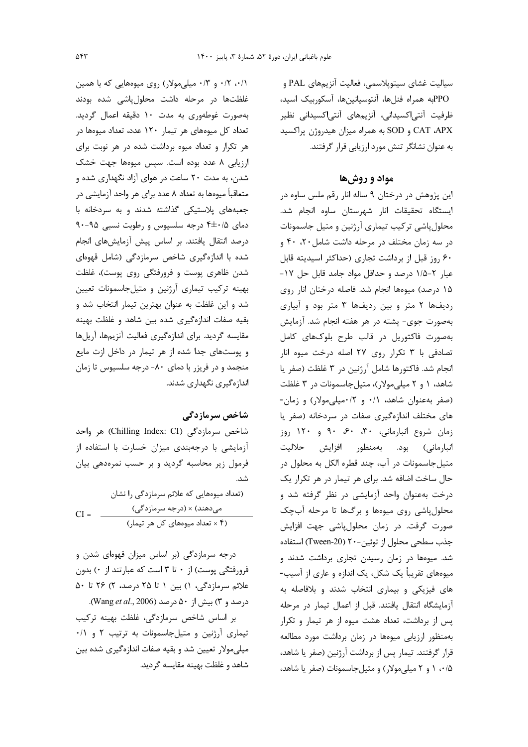سیالیت غشای سیتوپلاسمی، فعالیت آنزیم‌های PAL و PPO به همراه فنل‌ها، آنتوسیانین‌ها، آسکوربیک اسید، ظرفیت آنتی‌اکسیدانی، آنزیم‌های آنتی‌اکسیدانی نظیر APX، CAT و SOD به همراه میزان هیدروژن پراکسید به عنوان نشانگر تنش مورد ارزیابی قرار گرفتند.

## مواد و روش‌ها

این پژوهش در درختان ۹ ساله انار رقم ملس ساوه در ایستگاه تحقیقات انار شهرستان ساوه انجام شد. محلول‌پاشی ترکیب تیماری آرژنین و متیل جاسمونات در سه زمان مختلف در مرحله داشت شامل ۲۰، ۴۰ و ۶۰ روز قبل از برداشت تجاری (حداکثر اسیدیته قابل عیار ۲-۱/۵ درصد و حداقل مواد جامد قابل حل ۱۷-۱۵ درصد) میوه‌ها انجام شد. فاصله درختان انار روی ردیف‌ها ۲ متر و بین ردیف‌ها ۳ متر بود و آبیاری به‌صورت جوی- پشته در هر هفته انجام شد. آزمایش به‌صورت فاکتوریل در قالب طرح بلوک‌های کامل تصادفی با ۳ تکرار روی ۲۷ اصله درخت میوه انار انجام شد. فاکتورها شامل آرژنین در ۳ غلظت (صفر یا شاهد، ۱ و ۲ میلی‌مولار)، متیل‌جاسمونات در ۳ غلظت (صفر به‌عنوان شاهد، ۰/۱ و ۰/۲میلی‌مولار) و زمان‌های مختلف اندازه‌گیری صفات در سردخانه (صفر یا زمان شروع انبارمانی، ۳۰، ۶۰، ۹۰ و ۱۲۰ روز انبارمانی) بود. به‌منظور افزایش حلالیت متیل‌جاسمونات در آب، چند قطره الکل به محلول در حال ساخت اضافه شد. برای هر تیمار در هر تکرار یک درخت به‌عنوان واحد آزمایشی در نظر گرفته شد و محلول‌پاشی روی میوه‌ها و برگ‌ها تا مرحله آب‌چک صورت گرفت. در زمان محلول‌پاشی جهت افزایش جذب سطحی محلول از توئین-۲۰ (Tween-20) استفاده شد. میوه‌ها در زمان رسیدن تجاری برداشت شدند و میوه‌های تقریباً یک شکل، یک اندازه و عاری از آسیب‌های فیزیکی و بیماری انتخاب شدند و بلافاصله به آزمایشگاه انتقال یافتند. قبل از اعمال تیمار در مرحله پس از برداشت، تعداد هشت میوه از هر تیمار و تکرار به‌منظور ارزیابی میوه‌ها در زمان برداشت مورد مطالعه قرار گرفتند. تیمار پس از برداشت آرژنین (صفر یا شاهد، ۰/۵، ۱ و ۲ میلی‌مولار) و متیل‌جاسمونات (صفر یا شاهد، ۰/۱، ۰/۲ و ۰/۳ میلی‌مولار) روی میوه‌هایی که با همین غلظت‌ها در مرحله داشت محلول‌پاشی شده بودند به‌صورت غوطه‌وری به مدت ۱۰ دقیقه اعمال گردید. تعداد کل میوه‌های هر تیمار ۱۲۰ عدد، تعداد میوه‌ها در هر تکرار و تعداد میوه برداشت شده در هر نوبت برای ارزیابی ۸ عدد بوده است. سپس میوه‌ها جهت خشک شدن، به مدت ۲۰ ساعت در هوای آزاد نگهداری شده و متعاقباً میوه‌ها به تعداد ۸ عدد برای هر واحد آزمایشی در جعبه‌های پلاستیکی گذاشته شدند و به سردخانه با دمای ۰/۵±۴ درجه سلسیوس و رطوبت نسبی ۹۵-۹۰ درصد انتقال یافتند. بر اساس پیش آزمایش‌های انجام شده با اندازه‌گیری شاخص سرمازدگی (شامل قهوه‌ای شدن ظاهری پوست و فرورفتگی روی پوست)، غلظت بهینه ترکیب تیماری آرژنین و متیل‌جاسمونات تعیین شد و این غلظت به عنوان بهترین تیمار انتخاب شد و بقیه صفات اندازه‌گیری شده بین شاهد و غلظت بهینه مقایسه گردید. برای اندازه‌گیری فعالیت آنزیم‌ها، آریل‌ها و پوست‌های جدا شده از هر تیمار در داخل ازت مایع منجمد و در فریزر با دمای ۸۰- درجه سلسیوس تا زمان اندازه‌گیری نگهداری شدند.

### شاخص سرمازدگی

شاخص سرمازدگی (Chilling Index: CI) هر واحد آزمایشی با درجه‌بندی میزان خسارت با استفاده از فرمول زیر محاسبه گردید و بر حسب نمره‌دهی بیان شد.

$$CI = \frac{(\text{تعداد میوه‌هایی که علائم سرمازدگی را نشان می‌دهند}) \times (\text{درجه سرمازدگی})}{(\text{۴} \times \text{تعداد میوه‌های کل هر تیمار})}$$

درجه سرمازدگی (بر اساس میزان قهوه‌ای شدن و فرورفتگی پوست) از ۰ تا ۳ است که عبارتند از ۰) بدون علائم سرمازدگی، ۱) بین ۱ تا ۲۵ درصد، ۲) ۲۶ تا ۵۰ درصد و ۳) بیش از ۵۰ درصد (Wang *et al.*, 2006).

بر اساس شاخص سرمازدگی، غلظت بهینه ترکیب تیماری آرژنین و متیل‌جاسمونات به ترتیب ۲ و ۰/۱ میلی‌مولار تعیین شد و بقیه صفات اندازه‌گیری شده بین شاهد و غلظت بهینه مقایسه گردید.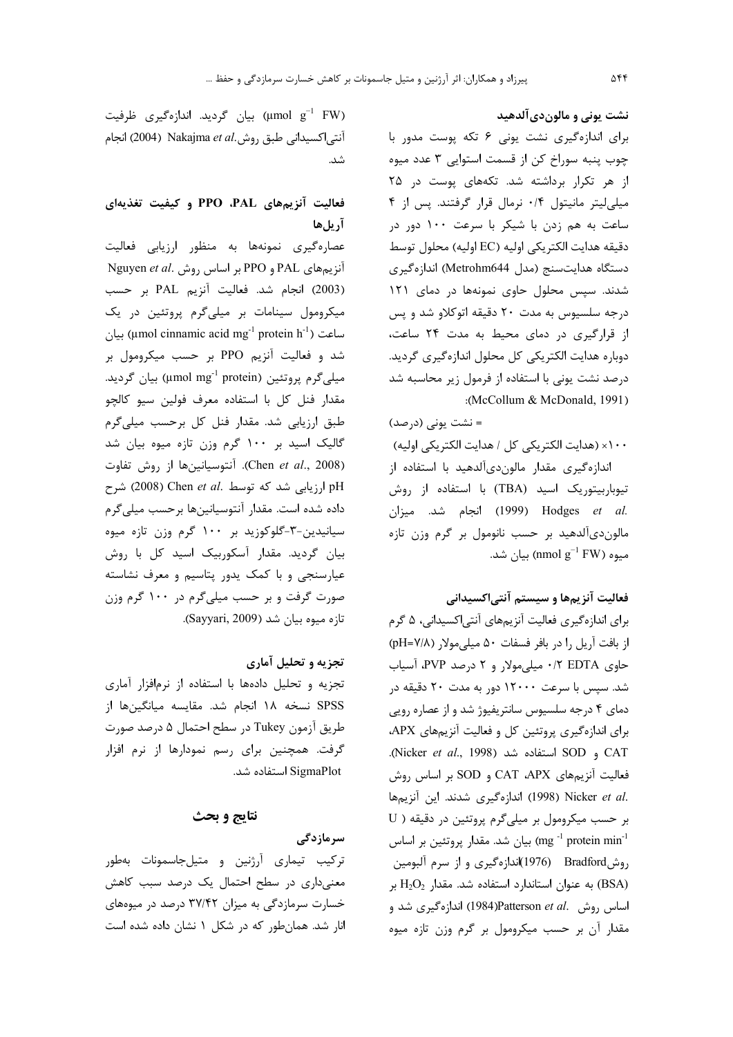### نشت یونی و مالون‌دی‌آلدهید

برای اندازه‌گیری نشت یونی ۶ تکه پوست مدور با چوب پنبه سوراخ کن از قسمت استوایی ۳ عدد میوه از هر تکرار برداشته شد. تکه‌های پوست در ۲۵ میلی‌لیتر مانیتول ۰/۴ نرمال قرار گرفتند. پس از ۴ ساعت به هم زدن با شیکر با سرعت ۱۰۰ دور در دقیقه هدایت الکتریکی اولیه (EC اولیه) محلول توسط دستگاه هدایت‌سنج (مدل Metrohm644) اندازه‌گیری شدند. سپس محلول حاوی نمونه‌ها در دمای ۱۲۱ درجه سلسیوس به مدت ۲۰ دقیقه اتوکلاو شد و پس از قرارگیری در دمای محیط به مدت ۲۴ ساعت، دوباره هدایت الکتریکی کل محلول اندازه‌گیری گردید. درصد نشت یونی با استفاده از فرمول زیر محاسبه شد (McCollum & McDonald, 1991):

= نشت یونی (درصد)

۱۰۰× (هدایت الکتریکی کل / هدایت الکتریکی اولیه)

اندازه‌گیری مقدار مالون‌دی‌آلدهید با استفاده از تیوباربیتوریک اسید (TBA) با استفاده از روش Hodges *et al.* (1999) انجام شد. میزان مالون‌دی‌آلدهید بر حسب نانومول بر گرم وزن تازه میوه ($nmol\ g^{-1}\ FW$) بیان شد.

### فعالیت آنزیم‌ها و سیستم آنتی‌اکسیدانی

برای اندازه‌گیری فعالیت آنزیم‌های آنتی‌اکسیدانی، ۵ گرم از بافت آریل را در بافر فسفات ۵۰ میلی‌مولار (pH=۷/۸) حاوی EDTA ۰/۲ میلی‌مولار و ۲ درصد PVP، آسیاب شد. سپس با سرعت ۱۲۰۰۰ دور به مدت ۲۰ دقیقه در دمای ۴ درجه سلسیوس سانتریفیوژ شد و از عصاره رویی برای اندازه‌گیری پروتئین کل و فعالیت آنزیم‌های APX، CAT و SOD استفاده شد (Nicker *et al.*, 1998). فعالیت آنزیم‌های APX، CAT و SOD بر اساس روش Nicker *et al.* (1998) اندازه‌گیری شدند. این آنزیم‌ها بر حسب میکرومول بر میلی‌گرم پروتئین در دقیقه ($U\ mg^{-1}\ protein\ min^{-1}$) بیان شد. مقدار پروتئین بر اساس روش Bradford (1976) اندازه‌گیری و از سرم آلبومین (BSA) به عنوان استاندارد استفاده شد. مقدار $H_2O_2$ بر اساس روش Patterson *et al.* (1984) اندازه‌گیری شد و مقدار آن بر حسب میکرومول بر گرم وزن تازه میوه ($\mu mol\ g^{-1}\ FW$) بیان گردید. اندازه‌گیری ظرفیت آنتی‌اکسیدانی طبق روش Nakajma *et al.* (2004) انجام شد.

### فعالیت آنزیم‌های PAL، PPO و کیفیت تغذیه‌ای آریل‌ها

عصاره‌گیری نمونه‌ها به منظور ارزیابی فعالیت آنزیم‌های PAL و PPO بر اساس روش Nguyen *et al.* (2003) انجام شد. فعالیت آنزیم PAL بر حسب میکرومول سینامات بر میلی‌گرم پروتئین در یک ساعت ($\mu mol\ cinnamic\ acid\ mg^{-1}\ protein\ h^{-1}$) بیان شد و فعالیت آنزیم PPO بر حسب میکرومول بر میلی‌گرم پروتئین ($\mu mol\ mg^{-1}\ protein$) بیان گردید. مقدار فنل کل با استفاده معرف فولین سیو کالچو طبق ارزیابی شد. مقدار فنل کل برحسب میلی‌گرم گالیک اسید بر ۱۰۰ گرم وزن تازه میوه بیان شد (Chen *et al.*, 2008). آنتوسیانین‌ها از روش تفاوت pH ارزیابی شد که توسط Chen *et al.* (2008) شرح داده شده است. مقدار آنتوسیانین‌ها برحسب میلی‌گرم سیانیدین-۳-گلوکوزید بر ۱۰۰ گرم وزن تازه میوه بیان گردید. مقدار آسکوربیک اسید کل با روش عیارسنجی و با کمک یدور پتاسیم و معرف نشاسته صورت گرفت و بر حسب میلی‌گرم در ۱۰۰ گرم وزن تازه میوه بیان شد (Sayyari, 2009).

### تجزیه و تحلیل آماری

تجزیه و تحلیل داده‌ها با استفاده از نرم‌افزار آماری SPSS نسخه ۱۸ انجام شد. مقایسه میانگین‌ها از طریق آزمون Tukey در سطح احتمال ۵ درصد صورت گرفت. همچنین برای رسم نمودارها از نرم افزار SigmaPlot استفاده شد.

## نتایج و بحث

### سرمازدگی

ترکیب تیماری آرژنین و متیل‌جاسمونات به‌طور معنی‌داری در سطح احتمال یک درصد سبب کاهش خسارت سرمازدگی به میزان ۳۷/۴۲ درصد در میوه‌های انار شد. همان‌طور که در شکل ۱ نشان داده شده است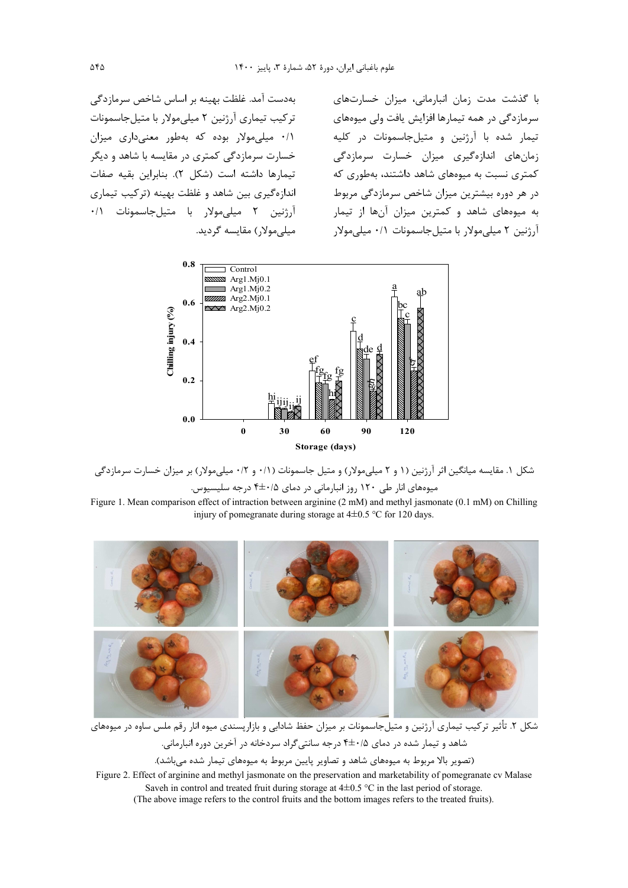با گذشت مدت زمان انبارمانی، میزان خسارت‌های سرمازدگی در همه تیمارها افزایش یافت ولی میوه‌های تیمار شده با آرژنین و متیل‌جاسمونات در کلیه زمان‌های اندازه‌گیری میزان خسارت سرمازدگی کمتری نسبت به میوه‌های شاهد داشتند، به‌طوری که در هر دوره بیشترین میزان شاخص سرمازدگی مربوط به میوه‌های شاهد و کمترین میزان آن‌ها از تیمار آرژنین ۲ میلی‌مولار با متیل‌جاسمونات ۰/۱ میلی‌مولار به‌دست آمد. غلظت بهینه بر اساس شاخص سرمازدگی ترکیب تیماری آرژنین ۲ میلی‌مولار با متیل‌جاسمونات ۰/۱ میلی‌مولار بوده که به‌طور معنی‌داری میزان خسارت سرمازدگی کمتری در مقایسه با شاهد و دیگر تیمارها داشته است (شکل ۲). بنابراین بقیه صفات اندازه‌گیری بین شاهد و غلظت بهینه (ترکیب تیماری آرژنین ۲ میلی‌مولار با متیل‌جاسمونات ۰/۱ میلی‌مولار) مقایسه گردید.

شکل ۱. مقایسه میانگین اثر آرژنین (۱ و ۲ میلی‌مولار) و متیل جاسمونات (۰/۱ و ۰/۲ میلی‌مولار) بر میزان خسارت سرمازدگی میوه‌های انار طی ۱۲۰ روز انبارمانی در دمای ۰/۵±۴ درجه سلیسیوس.

Figure 1. Mean comparison effect of intraction between arginine (2 mM) and methyl jasmonate (0.1 mM) on Chilling injury of pomegranate during storage at 4±0.5 °C for 120 days.

شکل ۲. تأثیر ترکیب تیماری آرژنین و متیل‌جاسمونات بر میزان حفظ شادابی و بازارپسندی میوه انار رقم ملس ساوه در میوه‌های شاهد و تیمار شده در دمای ۰/۵±۴ درجه سانتی‌گراد سردخانه در آخرین دوره انبارمانی.

(تصویر بالا مربوط به میوه‌های شاهد و تصاویر پایین مربوط به میوه‌های تیمار شده می‌باشد).

Figure 2. Effect of arginine and methyl jasmonate on the preservation and marketability of pomegranate cv Malase Saveh in control and treated fruit during storage at 4±0.5 °C in the last period of storage.
(The above image refers to the control fruits and the bottom images refers to the treated fruits).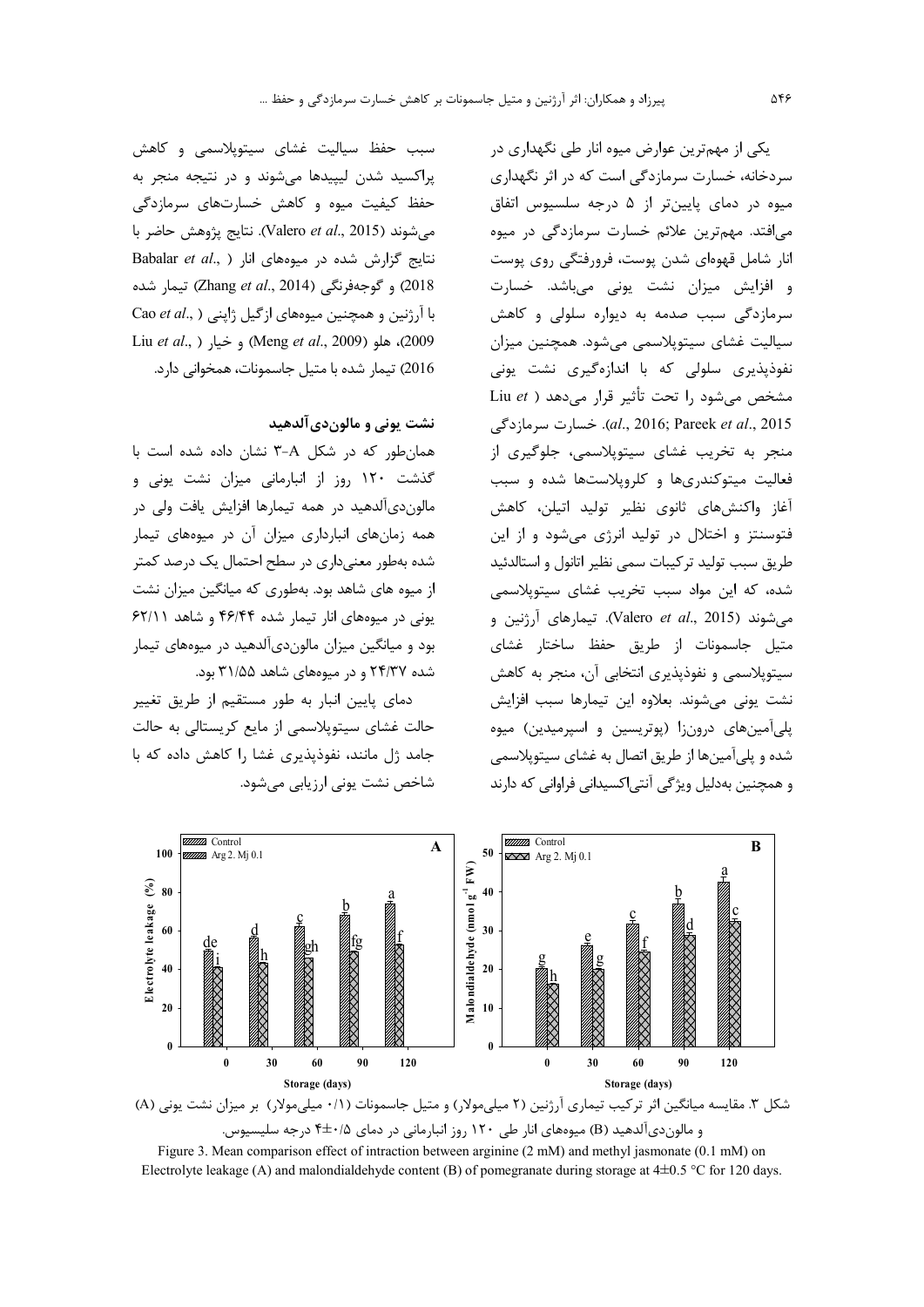یکی از مهم‌ترین عوارض میوه انار طی نگهداری در سردخانه، خسارت سرمازدگی است که در اثر نگهداری میوه در دمای پایین‌تر از ۵ درجه سلسیوس اتفاق می‌افتد. مهم‌ترین علائم خسارت سرمازدگی در میوه انار شامل قهوه‌ای شدن پوست، فرورفتگی روی پوست و افزایش میزان نشت یونی می‌باشد. خسارت سرمازدگی سبب صدمه به دیواره سلولی و کاهش سیالیت غشای سیتوپلاسمی می‌شود. همچنین میزان نفوذپذیری سلولی که با اندازه‌گیری نشت یونی مشخص می‌شود را تحت تأثیر قرار می‌دهد (Liu *et al*., 2016; Pareek *et al*., 2015). خسارت سرمازدگی منجر به تخریب غشای سیتوپلاسمی، جلوگیری از فعالیت میتوکندری‌ها و کلروپلاست‌ها شده و سبب آغاز واکنش‌های ثانوی نظیر تولید اتیلن، کاهش فتوسنتز و اختلال در تولید انرژی می‌شود و از این طریق سبب تولید ترکیبات سمی نظیر اتانول و استالدئید شده، که این مواد سبب تخریب غشای سیتوپلاسمی می‌شوند (Valero *et al*., 2015). تیمارهای آرژنین و متیل جاسمونات از طریق حفظ ساختار غشای سیتوپلاسمی و نفوذپذیری انتخابی آن، منجر به کاهش نشت یونی می‌شوند. بعلاوه این تیمارها سبب افزایش پلی‌آمین‌های درون‌زا (پوتریسین و اسپرمیدین) میوه شده و پلی‌آمین‌ها از طریق اتصال به غشای سیتوپلاسمی و همچنین به‌دلیل ویژگی آنتی‌اکسیدانی فراوانی که دارند سبب حفظ سیالیت غشای سیتوپلاسمی و کاهش پراکسید شدن لیپیدها می‌شوند و در نتیجه منجر به حفظ کیفیت میوه و کاهش خسارت‌های سرمازدگی می‌شوند (Valero *et al*., 2015). نتایج پژوهش حاضر با نتایج گزارش شده در میوه‌های انار (Babalar *et al*., 2018) و گوجه‌فرنگی (Zhang *et al*., 2014) تیمار شده با آرژنین و همچنین میوه‌های ازگیل ژاپنی (Cao *et al*., 2009)، هلو (Meng *et al*., 2009) و خیار (Liu *et al*., 2016) تیمار شده با متیل جاسمونات، همخوانی دارد.

### نشت یونی و مالون‌دی‌آلدهید

همان‌طور که در شکل ۳-A نشان داده شده است با گذشت ۱۲۰ روز از انبارمانی میزان نشت یونی و مالون‌دی‌آلدهید در همه تیمارها افزایش یافت ولی در همه زمان‌های انبارداری میزان آن در میوه‌های تیمار شده به‌طور معنی‌داری در سطح احتمال یک درصد کمتر از میوه های شاهد بود. به‌طوری که میانگین میزان نشت یونی در میوه‌های انار تیمار شده ۴۶/۴۴ و شاهد ۶۲/۱۱ بود و میانگین میزان مالون‌دی‌آلدهید در میوه‌های تیمار شده ۲۴/۳۷ و در میوه‌های شاهد ۳۱/۵۵ بود.

دمای پایین انبار به طور مستقیم از طریق تغییر حالت غشای سیتوپلاسمی از مایع کریستالی به حالت جامد ژل مانند، نفوذپذیری غشا را کاهش داده که با شاخص نشت یونی ارزیابی می‌شود.

شکل ۳. مقایسه میانگین اثر ترکیب تیماری آرژنین (۲ میلی‌مولار) و متیل جاسمونات (۰/۱ میلی‌مولار) بر میزان نشت یونی (A) و مالون‌دی‌آلدهید (B) میوه‌های انار طی ۱۲۰ روز انبارمانی در دمای ۰/۵±۴ درجه سلسیوس.

Figure 3. Mean comparison effect of intraction between arginine (2 mM) and methyl jasmonate (0.1 mM) on Electrolyte leakage (A) and malondialdehyde content (B) of pomegranate during storage at 4±0.5 °C for 120 days.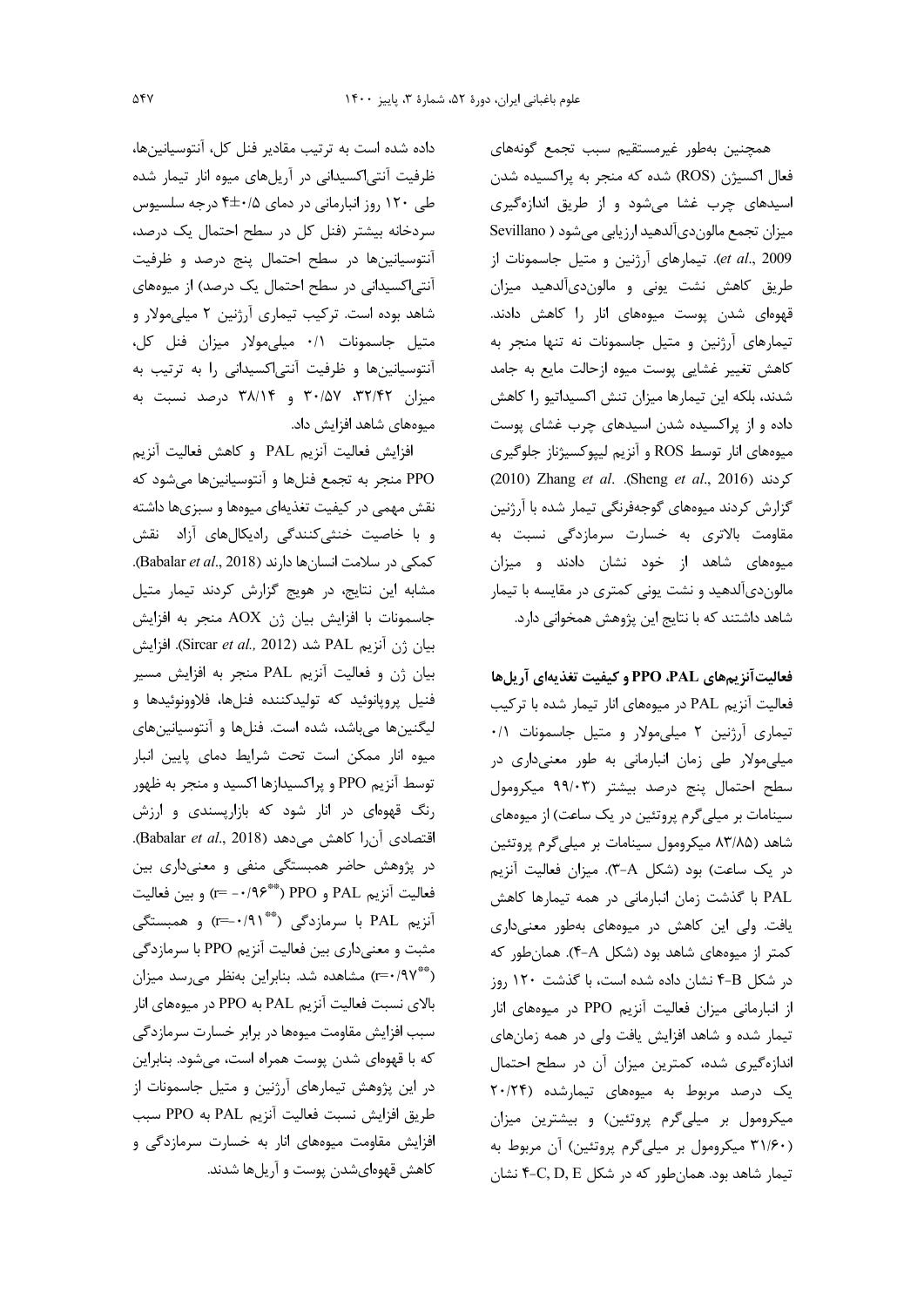همچنین به‌طور غیرمستقیم سبب تجمع گونه‌های فعال اکسیژن (ROS) شده که منجر به پراکسیده شدن اسیدهای چرب غشا می‌شود و از طریق اندازه‌گیری میزان تجمع مالون‌دی‌آلدهید ارزیابی می‌شود (Sevillano *et al*., 2009). تیمارهای آرژنین و متیل جاسمونات از طریق کاهش نشت یونی و مالون‌دی‌آلدهید میزان قهوه‌ای شدن پوست میوه‌های انار را کاهش دادند. تیمارهای آرژنین و متیل جاسمونات نه تنها منجر به کاهش تغییر غشایی پوست میوه ازحالت مایع به جامد شدند، بلکه این تیمارها میزان تنش اکسیداتیو را کاهش داده و از پراکسیده شدن اسیدهای چرب غشای پوست میوه‌های انار توسط ROS و آنزیم لیپوکسیژناز جلوگیری کردند (Sheng *et al*., 2016). Zhang *et al*. (2010) گزارش کردند میوه‌های گوجه‌فرنگی تیمار شده با آرژنین مقاومت بالاتری به خسارت سرمازدگی نسبت به میوه‌های شاهد از خود نشان دادند و میزان مالون‌دی‌آلدهید و نشت یونی کمتری در مقایسه با تیمار شاهد داشتند که با نتایج این پژوهش همخوانی دارد.

### فعالیت آنزیم‌های PAL، PPO و کیفیت تغذیه‌ای آریل‌ها

فعالیت آنزیم PAL در میوه‌های انار تیمار شده با ترکیب تیماری آرژنین ۲ میلی‌مولار و متیل جاسمونات ۰/۱ میلی‌مولار طی زمان انبارمانی به طور معنی‌داری در سطح احتمال پنج درصد بیشتر (۹۹/۰۳ میکرومول سینامات بر میلی‌گرم پروتئین در یک ساعت) از میوه‌های شاهد (۸۳/۸۵ میکرومول سینامات بر میلی‌گرم پروتئین در یک ساعت) بود (شکل ۳-A). میزان فعالیت آنزیم PAL با گذشت زمان انبارمانی در همه تیمارها کاهش یافت. ولی این کاهش در میوه‌های به‌طور معنی‌داری کمتر از میوه‌های شاهد بود (شکل ۴-A). همان‌طور که در شکل ۴-B نشان داده شده است، با گذشت ۱۲۰ روز از انبارمانی میزان فعالیت آنزیم PPO در میوه‌های انار تیمار شده و شاهد افزایش یافت ولی در همه زمان‌های اندازه‌گیری شده، کمترین میزان آن در سطح احتمال یک درصد مربوط به میوه‌های تیمارشده (۲۰/۲۴ میکرومول بر میلی‌گرم پروتئین) و بیشترین میزان (۳۱/۶۰ میکرومول بر میلی‌گرم پروتئین) آن مربوط به تیمار شاهد بود. همان‌طور که در شکل ۴-C, D, E نشان داده شده است به ترتیب مقادیر فنل کل، آنتوسیانین‌ها، ظرفیت آنتی‌اکسیدانی در آریل‌های میوه انار تیمار شده طی ۱۲۰ روز انبارمانی در دمای ۰/۵±۴ درجه سلسیوس سردخانه بیشتر (فنل کل در سطح احتمال یک درصد، آنتوسیانین‌ها در سطح احتمال پنج درصد و ظرفیت آنتی‌اکسیدانی در سطح احتمال یک درصد) از میوه‌های شاهد بوده است. ترکیب تیماری آرژنین ۲ میلی‌مولار و متیل جاسمونات ۰/۱ میلی‌مولار میزان فنل کل، آنتوسیانین‌ها و ظرفیت آنتی‌اکسیدانی را به ترتیب به میزان ۳۲/۴۲، ۳۰/۵۷ و ۳۸/۱۴ درصد نسبت به میوه‌های شاهد افزایش داد.

افزایش فعالیت آنزیم PAL و کاهش فعالیت آنزیم PPO منجر به تجمع فنل‌ها و آنتوسیانین‌ها می‌شود که نقش مهمی در کیفیت تغذیه‌ای میوه‌ها و سبزی‌ها داشته و با خاصیت خنثی‌کنندگی رادیکال‌های آزاد نقش کمکی در سلامت انسان‌ها دارند (Babalar *et al*., 2018). مشابه این نتایج، در هویج گزارش کردند تیمار متیل جاسمونات با افزایش بیان ژن AOX منجر به افزایش بیان ژن آنزیم PAL شد (Sircar *et al*., 2012). افزایش بیان ژن و فعالیت آنزیم PAL منجر به افزایش مسیر فنیل پروپانوئید که تولیدکننده فنل‌ها، فلاوونوئیدها و لیگنین‌ها می‌باشد، شده است. فنل‌ها و آنتوسیانین‌های میوه انار ممکن است تحت شرایط دمای پایین انبار توسط آنزیم PPO و پراکسیدازها اکسید و منجر به ظهور رنگ قهوه‌ای در انار شود که بازارپسندی و ارزش اقتصادی آن‌را کاهش می‌دهد (Babalar *et al*., 2018). در پژوهش حاضر همبستگی منفی و معنی‌داری بین فعالیت آنزیم PAL و PPO ($r= -0/96^{**}$) و بین فعالیت آنزیم PAL با سرمازدگی ($r=-0/91^{**}$) و همبستگی مثبت و معنی‌داری بین فعالیت آنزیم PPO با سرمازدگی ($r=0/97^{**}$) مشاهده شد. بنابراین به‌نظر می‌رسد میزان بالای نسبت فعالیت آنزیم PAL به PPO در میوه‌های انار سبب افزایش مقاومت میوه‌ها در برابر خسارت سرمازدگی که با قهوه‌ای شدن پوست همراه است، می‌شود. بنابراین در این پژوهش تیمارهای آرژنین و متیل جاسمونات از طریق افزایش نسبت فعالیت آنزیم PAL به PPO سبب افزایش مقاومت میوه‌های انار به خسارت سرمازدگی و کاهش قهوه‌ای‌شدن پوست و آریل‌ها شدند.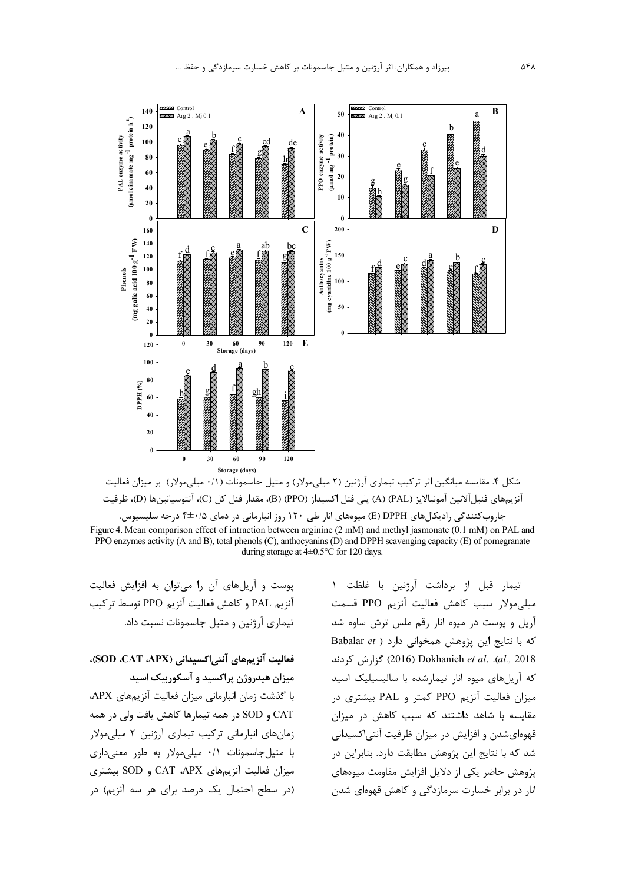شکل ۴. مقایسه میانگین اثر ترکیب تیماری آرژنین (۲ میلی‌مولار) و متیل جاسمونات (۰/۱ میلی‌مولار) بر میزان فعالیت آنزیم‌های فنیل‌آلانین آمونیالایز (PAL) (A) پلی فنل اکسیداز (PPO) (B)، مقدار فنل کل (C)، آنتوسیانین‌ها (D)، ظرفیت جاروب‌کنندگی رادیکال‌های DPPH (E) میوه‌های انار طی ۱۲۰ روز انبارمانی در دمای ۰/۵±۴ درجه سلیسیوس.

Figure 4. Mean comparison effect of intraction between arginine (2 mM) and methyl jasmonate (0.1 mM) on PAL and PPO enzymes activity (A and B), total phenols (C), anthocynins (D) and DPPH scavenging capacity (E) of pomegranate during storage at 4±0.5°C for 120 days.

تیمار قبل از برداشت آرژنین با غلظت ۱ میلی‌مولار سبب کاهش فعالیت آنزیم PPO قسمت آریل و پوست در میوه انار رقم ملس ترش ساوه شد که با نتایج این پژوهش همخوانی دارد (Babalar *et al.,* 2018). Dokhanieh *et al.* (2016) گزارش کردند که آریل‌های میوه انار تیمارشده با سالیسیلیک اسید میزان فعالیت آنزیم PPO کمتر و PAL بیشتری در مقایسه با شاهد داشتند که سبب کاهش در میزان قهوه‌ای‌شدن و افزایش در میزان ظرفیت آنتی‌اکسیدانی شد که با نتایج این پژوهش مطابقت دارد. بنابراین در پژوهش حاضر یکی از دلایل افزایش مقاومت میوه‌های انار در برابر خسارت سرمازدگی و کاهش قهوه‌ای شدن پوست و آریل‌های آن را می‌توان به افزایش فعالیت آنزیم PAL و کاهش فعالیت آنزیم PPO توسط ترکیب تیماری آرژنین و متیل جاسمونات نسبت داد.

### فعالیت آنزیم‌های آنتی‌اکسیدانی (SOD ،CAT ،APX)، میزان هیدروژن پراکسید و آسکوربیک اسید

با گذشت زمان انبارمانی میزان فعالیت آنزیم‌های APX، CAT و SOD در همه تیمارها کاهش یافت ولی در همه زمان‌های انبارمانی ترکیب تیماری آرژنین ۲ میلی‌مولار با متیل‌جاسمونات ۰/۱ میلی‌مولار به طور معنی‌داری میزان فعالیت آنزیم‌های APX، CAT و SOD بیشتری (در سطح احتمال یک درصد برای هر سه آنزیم) در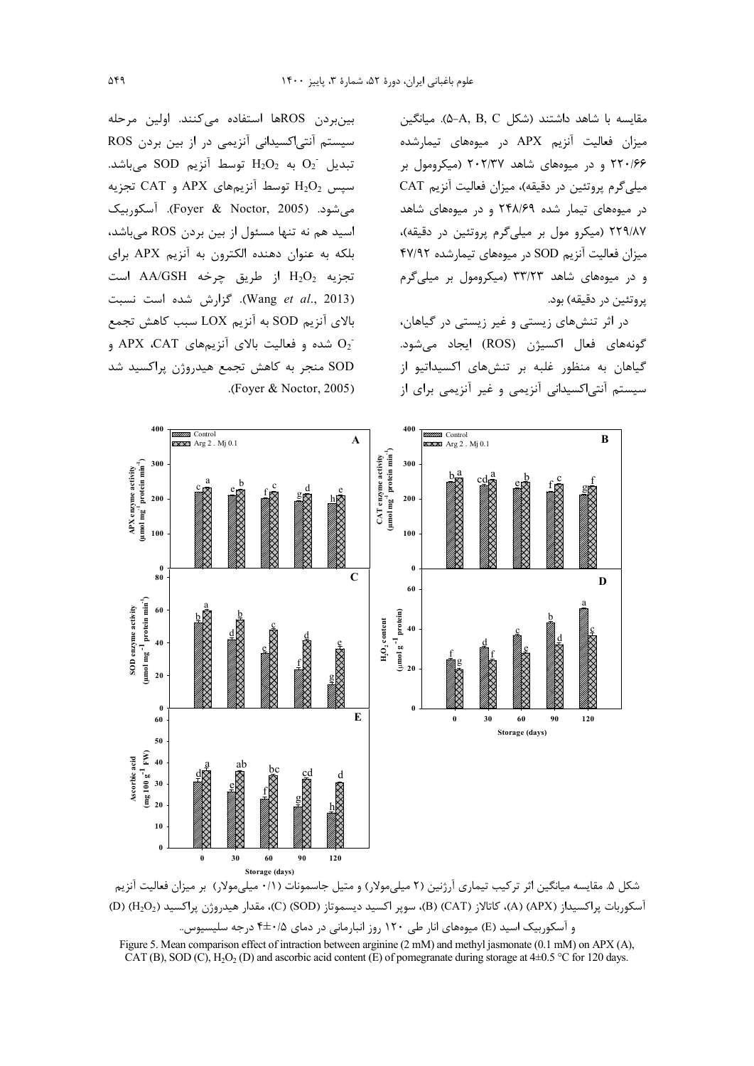مقایسه با شاهد داشتند (شکل A, B, C-۵). میانگین میزان فعالیت آنزیم APX در میوه‌های تیمارشده ۲۲۰/۶۶ و در میوه‌های شاهد ۲۰۲/۳۷ (میکرومول بر میلی‌گرم پروتئین در دقیقه)، میزان فعالیت آنزیم CAT در میوه‌های تیمار شده ۲۴۸/۶۹ و در میوه‌های شاهد ۲۲۹/۸۷ (میکرو مول بر میلی‌گرم پروتئین در دقیقه)، میزان فعالیت آنزیم SOD در میوه‌های تیمارشده ۴۷/۹۲ و در میوه‌های شاهد ۳۳/۲۳ (میکرومول بر میلی‌گرم پروتئین در دقیقه) بود.

در اثر تنش‌های زیستی و غیر زیستی در گیاهان، گونه‌های فعال اکسیژن (ROS) ایجاد می‌شود. گیاهان به منظور غلبه بر تنش‌های اکسیداتیو از سیستم آنتی‌اکسیدانی آنزیمی و غیر آنزیمی برای از بین‌بردن ROSها استفاده می‌کنند. اولین مرحله سیستم آنتی‌اکسیدانی آنزیمی در از بین بردن ROS تبدیل $O_2^-$ به $H_2O_2$ توسط آنزیم SOD می‌باشد. سپس $H_2O_2$ توسط آنزیم‌های APX و CAT تجزیه می‌شود. (Foyer & Noctor, 2005). آسکوربیک اسید هم نه تنها مسئول از بین بردن ROS می‌باشد، بلکه به عنوان دهنده الکترون به آنزیم APX برای تجزیه $H_2O_2$ از طریق چرخه AA/GSH است (Wang *et al.*, 2013). گزارش شده است نسبت بالای آنزیم SOD به آنزیم LOX سبب کاهش تجمع $O_2^-$ شده و فعالیت بالای آنزیم‌های APX ،CAT و SOD منجر به کاهش تجمع هیدروژن پراکسید شد (Foyer & Noctor, 2005).

شکل ۵. مقایسه میانگین اثر ترکیب تیماری آرژنین (۲ میلی‌مولار) و متیل جاسمونات (۰/۱ میلی‌مولار) بر میزان فعالیت آنزیم آسکوربات پراکسیداز (APX) (A)، کاتالاز (CAT) (B)، سوپر اکسید دیسموتاز (SOD) (C)، مقدار هیدروژن پراکسید ($H_2O_2$) (D) و آسکوربیک اسید (E) میوه‌های انار طی ۱۲۰ روز انبارمانی در دمای ۰/۵±۴ درجه سلیسیوس.

Figure 5. Mean comparison effect of intraction between arginine (2 mM) and methyl jasmonate (0.1 mM) on APX (A), CAT (B), SOD (C), $H_2O_2$ (D) and ascorbic acid content (E) of pomegranate during storage at 4±0.5 °C for 120 days.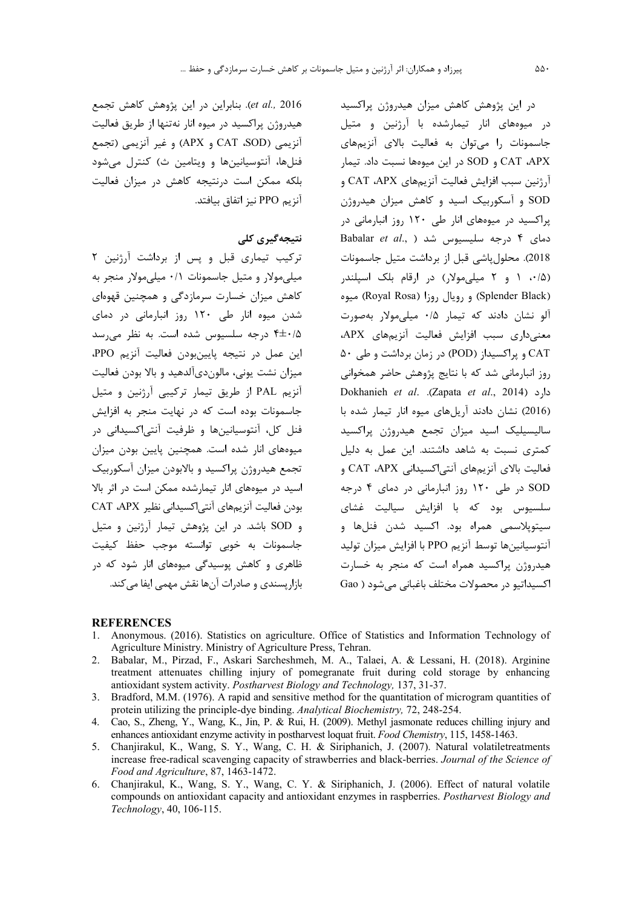در این پژوهش کاهش میزان هیدروژن پراکسید در میوه‌های انار تیمارشده با آرژنین و متیل جاسمونات را می‌توان به فعالیت بالای آنزیم‌های APX، CAT و SOD در این میوه‌ها نسبت داد. تیمار آرژنین سبب افزایش فعالیت آنزیم‌های APX، CAT و SOD و آسکوربیک اسید و کاهش میزان هیدروژن پراکسید در میوه‌های انار طی ۱۲۰ روز انبارمانی در دمای ۴ درجه سلسیوس شد (Babalar *et al*., 2018). محلول‌پاشی قبل از برداشت متیل جاسمونات (۰/۵، ۱ و ۲ میلی‌مولار) در ارقام بلک اسپلندر (Splender Black) و رویال روزا (Royal Rosa) میوه آلو نشان دادند که تیمار ۰/۵ میلی‌مولار به‌صورت معنی‌داری سبب افزایش فعالیت آنزیم‌های APX، CAT و پراکسیداز (POD) در زمان برداشت و طی ۵۰ روز انبارمانی شد که با نتایج پژوهش حاضر همخوانی دارد (Zapata *et al*., 2014). Dokhanieh *et al*. (2016) نشان دادند آریل‌های میوه انار تیمار شده با سالیسیلیک اسید میزان تجمع هیدروژن پراکسید کمتری نسبت به شاهد داشتند. این عمل به دلیل فعالیت بالای آنزیم‌های آنتی‌اکسیدانی APX، CAT و SOD در طی ۱۲۰ روز انبارمانی در دمای ۴ درجه سلسیوس بود که با افزایش سیالیت غشای سیتوپلاسمی همراه بود. اکسید شدن فنل‌ها و آنتوسیانین‌ها توسط آنزیم PPO با افزایش میزان تولید هیدروژن پراکسید همراه است که منجر به خسارت اکسیداتیو در محصولات مختلف باغبانی می‌شود (Gao *et al.,* 2016). بنابراین در این پژوهش کاهش تجمع هیدروژن پراکسید در میوه انار نه‌تنها از طریق فعالیت آنزیمی (SOD، CAT و APX) و غیر آنزیمی (تجمع فنل‌ها، آنتوسیانین‌ها و ویتامین ث) کنترل می‌شود بلکه ممکن است درنتیجه کاهش در میزان فعالیت آنزیم PPO نیز اتفاق بیافتد.

## نتیجه‌گیری کلی

ترکیب تیماری قبل و پس از برداشت آرژنین ۲ میلی‌مولار و متیل جاسمونات ۰/۱ میلی‌مولار منجر به کاهش میزان خسارت سرمازدگی و همچنین قهوه‌ای شدن میوه انار طی ۱۲۰ روز انبارمانی در دمای ۰/۵±۴ درجه سلسیوس شده است. به نظر می‌رسد این عمل در نتیجه پایین‌بودن فعالیت آنزیم PPO، میزان نشت یونی، مالون‌دی‌آلدهید و بالا بودن فعالیت آنزیم PAL از طریق تیمار ترکیبی آرژنین و متیل جاسمونات بوده است که در نهایت منجر به افزایش فنل کل، آنتوسیانین‌ها و ظرفیت آنتی‌اکسیدانی در میوه‌های انار شده است. همچنین پایین بودن میزان تجمع هیدروژن پراکسید و بالابودن میزان آسکوربیک اسید در میوه‌های انار تیمارشده ممکن است در اثر بالا بودن فعالیت آنزیم‌های آنتی‌اکسیدانی نظیر APX، CAT و SOD باشد. در این پژوهش تیمار آرژنین و متیل جاسمونات به خوبی توانسته موجب حفظ کیفیت ظاهری و کاهش پوسیدگی میوه‌های انار شود که در بازارپسندی و صادرات آن‌ها نقش مهمی ایفا می‌کند.

## REFERENCES

1. Anonymous. (2016). Statistics on agriculture. Office of Statistics and Information Technology of Agriculture Ministry. Ministry of Agriculture Press, Tehran.
2. Babalar, M., Pirzad, F., Askari Sarcheshmeh, M. A., Talaei, A. & Lessani, H. (2018). Arginine treatment attenuates chilling injury of pomegranate fruit during cold storage by enhancing antioxidant system activity. *Postharvest Biology and Technology,* 137, 31-37.
3. Bradford, M.M. (1976). A rapid and sensitive method for the quantitation of microgram quantities of protein utilizing the principle-dye binding. *Analytical Biochemistry,* 72, 248-254.
4. Cao, S., Zheng, Y., Wang, K., Jin, P. & Rui, H. (2009). Methyl jasmonate reduces chilling injury and enhances antioxidant enzyme activity in postharvest loquat fruit. *Food Chemistry*, 115, 1458-1463.
5. Chanjirakul, K., Wang, S. Y., Wang, C. H. & Siriphanich, J. (2007). Natural volatiletreatments increase free-radical scavenging capacity of strawberries and black-berries. *Journal of the Science of Food and Agriculture*, 87, 1463-1472.
6. Chanjirakul, K., Wang, S. Y., Wang, C. Y. & Siriphanich, J. (2006). Effect of natural volatile compounds on antioxidant capacity and antioxidant enzymes in raspberries. *Postharvest Biology and Technology*, 40, 106-115.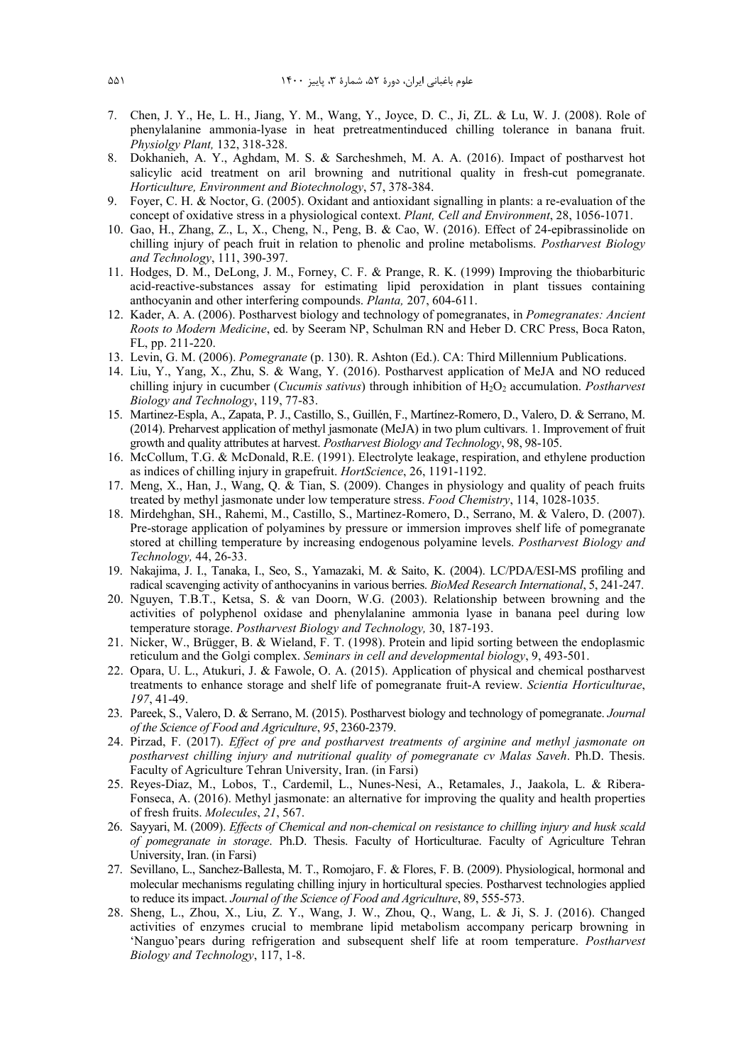7. Chen, J. Y., He, L. H., Jiang, Y. M., Wang, Y., Joyce, D. C., Ji, ZL. & Lu, W. J. (2008). Role of phenylalanine ammonia-lyase in heat pretreatmentinduced chilling tolerance in banana fruit. *Physiolgy Plant,* 132, 318-328.
8. Dokhanieh, A. Y., Aghdam, M. S. & Sarcheshmeh, M. A. A. (2016). Impact of postharvest hot salicylic acid treatment on aril browning and nutritional quality in fresh-cut pomegranate. *Horticulture, Environment and Biotechnology*, 57, 378-384.
9. Foyer, C. H. & Noctor, G. (2005). Oxidant and antioxidant signalling in plants: a re-evaluation of the concept of oxidative stress in a physiological context. *Plant, Cell and Environment*, 28, 1056-1071.
10. Gao, H., Zhang, Z., L, X., Cheng, N., Peng, B. & Cao, W. (2016). Effect of 24-epibrassinolide on chilling injury of peach fruit in relation to phenolic and proline metabolisms. *Postharvest Biology and Technology*, 111, 390-397.
11. Hodges, D. M., DeLong, J. M., Forney, C. F. & Prange, R. K. (1999) Improving the thiobarbituric acid-reactive-substances assay for estimating lipid peroxidation in plant tissues containing anthocyanin and other interfering compounds. *Planta,* 207, 604-611.
12. Kader, A. A. (2006). Postharvest biology and technology of pomegranates, in *Pomegranates: Ancient Roots to Modern Medicine*, ed. by Seeram NP, Schulman RN and Heber D. CRC Press, Boca Raton, FL, pp. 211-220.
13. Levin, G. M. (2006). *Pomegranate* (p. 130). R. Ashton (Ed.). CA: Third Millennium Publications.
14. Liu, Y., Yang, X., Zhu, S. & Wang, Y. (2016). Postharvest application of MeJA and NO reduced chilling injury in cucumber (*Cucumis sativus*) through inhibition of $H_2O_2$ accumulation. *Postharvest Biology and Technology*, 119, 77-83.
15. Martinez-Espla, A., Zapata, P. J., Castillo, S., Guillén, F., Martínez-Romero, D., Valero, D. & Serrano, M. (2014). Preharvest application of methyl jasmonate (MeJA) in two plum cultivars. 1. Improvement of fruit growth and quality attributes at harvest. *Postharvest Biology and Technology*, 98, 98-105.
16. McCollum, T.G. & McDonald, R.E. (1991). Electrolyte leakage, respiration, and ethylene production as indices of chilling injury in grapefruit. *HortScience*, 26, 1191-1192.
17. Meng, X., Han, J., Wang, Q. & Tian, S. (2009). Changes in physiology and quality of peach fruits treated by methyl jasmonate under low temperature stress. *Food Chemistry*, 114, 1028-1035.
18. Mirdehghan, SH., Rahemi, M., Castillo, S., Martinez-Romero, D., Serrano, M. & Valero, D. (2007). Pre-storage application of polyamines by pressure or immersion improves shelf life of pomegranate stored at chilling temperature by increasing endogenous polyamine levels. *Postharvest Biology and Technology,* 44, 26-33.
19. Nakajima, J. I., Tanaka, I., Seo, S., Yamazaki, M. & Saito, K. (2004). LC/PDA/ESI-MS profiling and radical scavenging activity of anthocyanins in various berries. *BioMed Research International*, 5, 241-247.
20. Nguyen, T.B.T., Ketsa, S. & van Doorn, W.G. (2003). Relationship between browning and the activities of polyphenol oxidase and phenylalanine ammonia lyase in banana peel during low temperature storage. *Postharvest Biology and Technology,* 30, 187-193.
21. Nicker, W., Brügger, B. & Wieland, F. T. (1998). Protein and lipid sorting between the endoplasmic reticulum and the Golgi complex. *Seminars in cell and developmental biology*, 9, 493-501.
22. Opara, U. L., Atukuri, J. & Fawole, O. A. (2015). Application of physical and chemical postharvest treatments to enhance storage and shelf life of pomegranate fruit-A review. *Scientia Horticulturae*, *197*, 41-49.
23. Pareek, S., Valero, D. & Serrano, M. (2015). Postharvest biology and technology of pomegranate. *Journal of the Science of Food and Agriculture*, *95*, 2360-2379.
24. Pirzad, F. (2017). *Effect of pre and postharvest treatments of arginine and methyl jasmonate on postharvest chilling injury and nutritional quality of pomegranate cv Malas Saveh*. Ph.D. Thesis. Faculty of Agriculture Tehran University, Iran. (in Farsi)
25. Reyes-Diaz, M., Lobos, T., Cardemil, L., Nunes-Nesi, A., Retamales, J., Jaakola, L. & Ribera-Fonseca, A. (2016). Methyl jasmonate: an alternative for improving the quality and health properties of fresh fruits. *Molecules*, *21*, 567.
26. Sayyari, M. (2009). *Effects of Chemical and non-chemical on resistance to chilling injury and husk scald of pomegranate in storage*. Ph.D. Thesis. Faculty of Horticulturae. Faculty of Agriculture Tehran University, Iran. (in Farsi)
27. Sevillano, L., Sanchez-Ballesta, M. T., Romojaro, F. & Flores, F. B. (2009). Physiological, hormonal and molecular mechanisms regulating chilling injury in horticultural species. Postharvest technologies applied to reduce its impact. *Journal of the Science of Food and Agriculture*, 89, 555-573.
28. Sheng, L., Zhou, X., Liu, Z. Y., Wang, J. W., Zhou, Q., Wang, L. & Ji, S. J. (2016). Changed activities of enzymes crucial to membrane lipid metabolism accompany pericarp browning in 'Nanguo'pears during refrigeration and subsequent shelf life at room temperature. *Postharvest Biology and Technology*, 117, 1-8.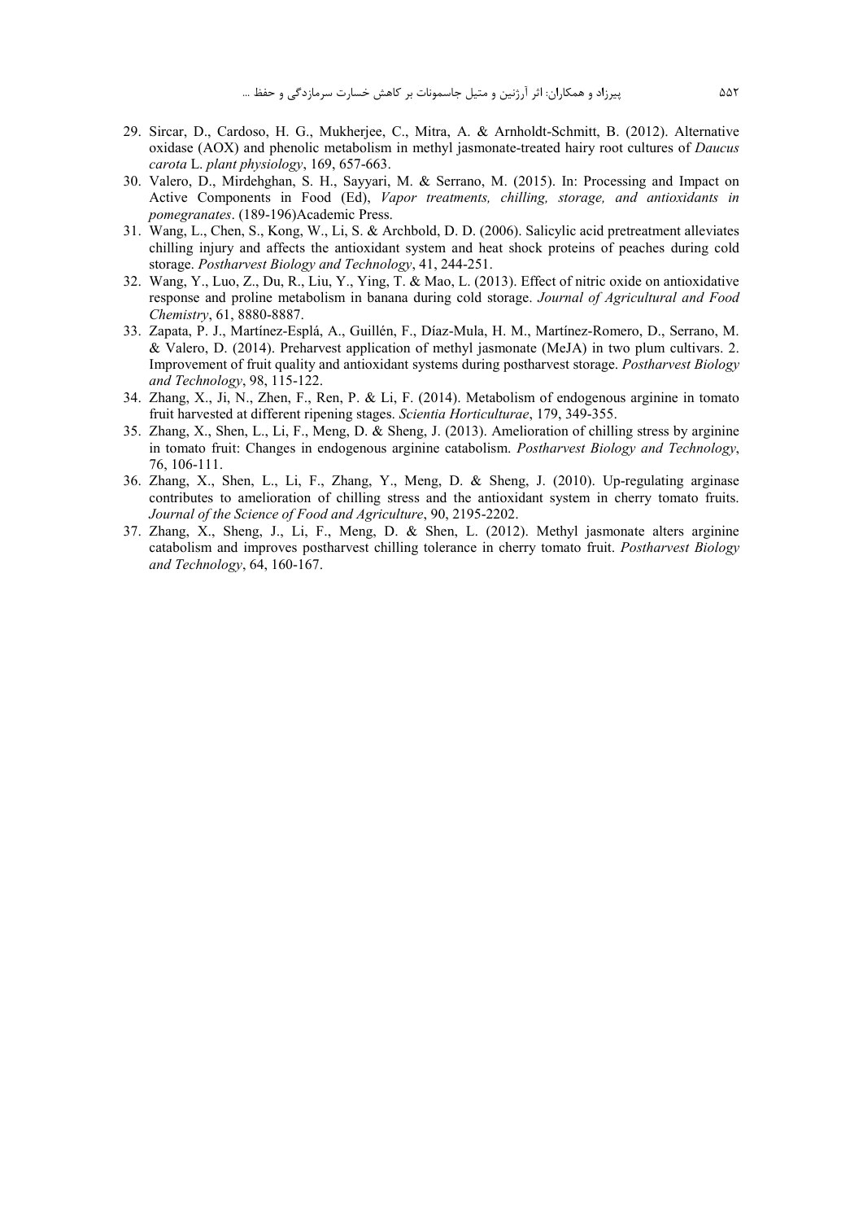29. Sircar, D., Cardoso, H. G., Mukherjee, C., Mitra, A. & Arnholdt-Schmitt, B. (2012). Alternative oxidase (AOX) and phenolic metabolism in methyl jasmonate-treated hairy root cultures of *Daucus carota* L. *plant physiology*, 169, 657-663.
30. Valero, D., Mirdehghan, S. H., Sayyari, M. & Serrano, M. (2015). In: Processing and Impact on Active Components in Food (Ed), *Vapor treatments, chilling, storage, and antioxidants in pomegranates*. (189-196)Academic Press.
31. Wang, L., Chen, S., Kong, W., Li, S. & Archbold, D. D. (2006). Salicylic acid pretreatment alleviates chilling injury and affects the antioxidant system and heat shock proteins of peaches during cold storage. *Postharvest Biology and Technology*, 41, 244-251.
32. Wang, Y., Luo, Z., Du, R., Liu, Y., Ying, T. & Mao, L. (2013). Effect of nitric oxide on antioxidative response and proline metabolism in banana during cold storage. *Journal of Agricultural and Food Chemistry*, 61, 8880-8887.
33. Zapata, P. J., Martínez-Esplá, A., Guillén, F., Díaz-Mula, H. M., Martínez-Romero, D., Serrano, M. & Valero, D. (2014). Preharvest application of methyl jasmonate (MeJA) in two plum cultivars. 2. Improvement of fruit quality and antioxidant systems during postharvest storage. *Postharvest Biology and Technology*, 98, 115-122.
34. Zhang, X., Ji, N., Zhen, F., Ren, P. & Li, F. (2014). Metabolism of endogenous arginine in tomato fruit harvested at different ripening stages. *Scientia Horticulturae*, 179, 349-355.
35. Zhang, X., Shen, L., Li, F., Meng, D. & Sheng, J. (2013). Amelioration of chilling stress by arginine in tomato fruit: Changes in endogenous arginine catabolism. *Postharvest Biology and Technology*, 76, 106-111.
36. Zhang, X., Shen, L., Li, F., Zhang, Y., Meng, D. & Sheng, J. (2010). Up-regulating arginase contributes to amelioration of chilling stress and the antioxidant system in cherry tomato fruits. *Journal of the Science of Food and Agriculture*, 90, 2195-2202.
37. Zhang, X., Sheng, J., Li, F., Meng, D. & Shen, L. (2012). Methyl jasmonate alters arginine catabolism and improves postharvest chilling tolerance in cherry tomato fruit. *Postharvest Biology and Technology*, 64, 160-167.